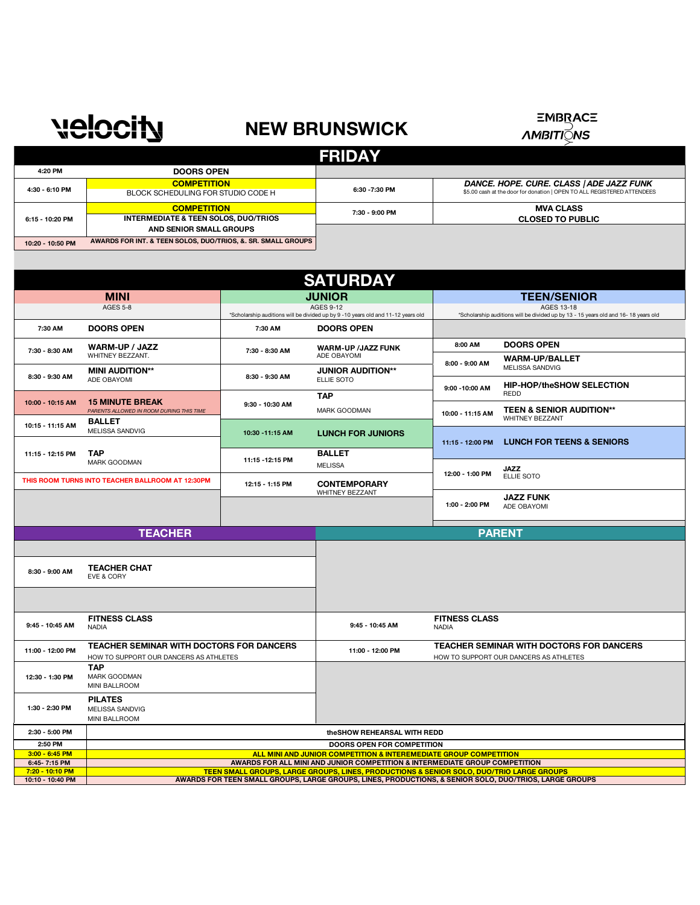# velocity

# NEW BRUNSWICK

EMBRACE AMBITIONS

## FRIDAY

| Time | Event | Time | Event |
|---|---|---|---|
| 4:20 PM | DOORS OPEN | | |
| 4:30 - 6:10 PM | **COMPETITION** BLOCK SCHEDULING FOR STUDIO CODE H | 6:30 -7:30 PM | ***DANCE. HOPE. CURE. CLASS / ADE JAZZ FUNK*** $5.00 cash at the door for donation \| OPEN TO ALL REGISTERED ATTENDEES |
| 6:15 - 10:20 PM | **COMPETITION** INTERMEDIATE & TEEN SOLOS, DUO/TRIOS AND SENIOR SMALL GROUPS | 7:30 - 9:00 PM | **MVA CLASS** CLOSED TO PUBLIC |
| 10:20 - 10:50 PM | AWARDS FOR INT. & TEEN SOLOS, DUO/TRIOS, &. SR. SMALL GROUPS | | |

## SATURDAY

| MINI | | JUNIOR | | TEEN/SENIOR | |
|---|---|---|---|---|---|
| AGES 5-8 | | AGES 9-12 *Scholarship auditions will be divided up by 9 -10 years old and 11-12 years old | | AGES 13-18 *Scholarship auditions will be divided up by 13 - 15 years old and 16- 18 years old | |
| 7:30 AM | **DOORS OPEN** | 7:30 AM | **DOORS OPEN** | | |
| 7:30 - 8:30 AM | **WARM-UP / JAZZ** WHITNEY BEZZANT. | 7:30 - 8:30 AM | **WARM-UP /JAZZ FUNK** ADE OBAYOMI | 8:00 AM | **DOORS OPEN** |
| | | | | 8:00 - 9:00 AM | **WARM-UP/BALLET** MELISSA SANDVIG |
| 8:30 - 9:30 AM | **MINI AUDITION**** ADE OBAYOMI | 8:30 - 9:30 AM | **JUNIOR AUDITION**** ELLIE SOTO | 9:00 -10:00 AM | **HIP-HOP/theSHOW SELECTION** REDD |
| 10:00 - 10:15 AM | **15 MINUTE BREAK** *PARENTS ALLOWED IN ROOM DURING THIS TIME* | 9:30 - 10:30 AM | **TAP** MARK GOODMAN | 10:00 - 11:15 AM | **TEEN & SENIOR AUDITION**** WHITNEY BEZZANT |
| 10:15 - 11:15 AM | **BALLET** MELISSA SANDVIG | 10:30 -11:15 AM | **LUNCH FOR JUNIORS** | 11:15 - 12:00 PM | **LUNCH FOR TEENS & SENIORS** |
| 11:15 - 12:15 PM | **TAP** MARK GOODMAN | 11:15 -12:15 PM | **BALLET** MELISSA | 12:00 - 1:00 PM | **JAZZ** ELLIE SOTO |
| THIS ROOM TURNS INTO TEACHER BALLROOM AT 12:30PM | | 12:15 - 1:15 PM | **CONTEMPORARY** WHITNEY BEZZANT | 1:00 - 2:00 PM | **JAZZ FUNK** ADE OBAYOMI |

| TEACHER | | PARENT | |
|---|---|---|---|
| 8:30 - 9:00 AM | **TEACHER CHAT** EVE & CORY | | |
| 9:45 - 10:45 AM | **FITNESS CLASS** NADIA | 9:45 - 10:45 AM | **FITNESS CLASS** NADIA |
| 11:00 - 12:00 PM | **TEACHER SEMINAR WITH DOCTORS FOR DANCERS** HOW TO SUPPORT OUR DANCERS AS ATHLETES | 11:00 - 12:00 PM | **TEACHER SEMINAR WITH DOCTORS FOR DANCERS** HOW TO SUPPORT OUR DANCERS AS ATHLETES |
| 12:30 - 1:30 PM | **TAP** MARK GOODMAN MINI BALLROOM | | |
| 1:30 - 2:30 PM | **PILATES** MELISSA SANDVIG MINI BALLROOM | | |

| Time | Event |
|---|---|
| 2:30 - 5:00 PM | theSHOW REHEARSAL WITH REDD |
| 2:50 PM | DOORS OPEN FOR COMPETITION |
| 3:00 - 6:45 PM | ALL MINI AND JUNIOR COMPETITION & INTEREMEDIATE GROUP COMPETITION |
| 6:45- 7:15 PM | AWARDS FOR ALL MINI AND JUNIOR COMPETITION & INTERMEDIATE GROUP COMPETITION |
| 7:20 - 10:10 PM | TEEN SMALL GROUPS, LARGE GROUPS, LINES, PRODUCTIONS & SENIOR SOLO, DUO/TRIO LARGE GROUPS |
| 10:10 - 10:40 PM | AWARDS FOR TEEN SMALL GROUPS, LARGE GROUPS, LINES, PRODUCTIONS, & SENIOR SOLO, DUO/TRIOS, LARGE GROUPS |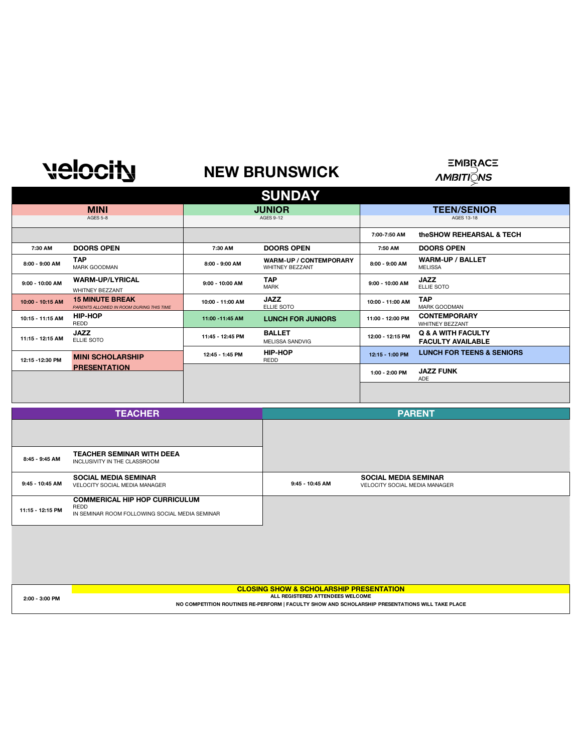# velocity — NEW BRUNSWICK — EMBRACE AMBITIONS

## SUNDAY

| MINI (AGES 5-8) | | JUNIOR (AGES 9-12) | | TEEN/SENIOR (AGES 13-18) | |
|---|---|---|---|---|---|
| | | | | 7:00-7:50 AM | **theSHOW REHEARSAL & TECH** |
| 7:30 AM | **DOORS OPEN** | 7:30 AM | **DOORS OPEN** | 7:50 AM | **DOORS OPEN** |
| 8:00 - 9:00 AM | **TAP** MARK GOODMAN | 8:00 - 9:00 AM | **WARM-UP / CONTEMPORARY** WHITNEY BEZZANT | 8:00 - 9:00 AM | **WARM-UP / BALLET** MELISSA |
| 9:00 - 10:00 AM | **WARM-UP/LYRICAL** WHITNEY BEZZANT | 9:00 - 10:00 AM | **TAP** MARK | 9:00 - 10:00 AM | **JAZZ** ELLIE SOTO |
| 10:00 - 10:15 AM | **15 MINUTE BREAK** *PARENTS ALLOWED IN ROOM DURING THIS TIME* | 10:00 - 11:00 AM | **JAZZ** ELLIE SOTO | 10:00 - 11:00 AM | **TAP** MARK GOODMAN |
| 10:15 - 11:15 AM | **HIP-HOP** REDD | 11:00 -11:45 AM | **LUNCH FOR JUNIORS** | 11:00 - 12:00 PM | **CONTEMPORARY** WHITNEY BEZZANT |
| 11:15 - 12:15 AM | **JAZZ** ELLIE SOTO | 11:45 - 12:45 PM | **BALLET** MELISSA SANDVIG | 12:00 - 12:15 PM | **Q & A WITH FACULTY** **FACULTY AVAILABLE** |
| 12:15 -12:30 PM | **MINI SCHOLARSHIP PRESENTATION** | 12:45 - 1:45 PM | **HIP-HOP** REDD | 12:15 - 1:00 PM | **LUNCH FOR TEENS & SENIORS** |
| | | | | 1:00 - 2:00 PM | **JAZZ FUNK** ADE |

| TEACHER | | PARENT | |
|---|---|---|---|
| 8:45 - 9:45 AM | **TEACHER SEMINAR WITH DEEA** INCLUSIVITY IN THE CLASSROOM | | |
| 9:45 - 10:45 AM | **SOCIAL MEDIA SEMINAR** VELOCITY SOCIAL MEDIA MANAGER | 9:45 - 10:45 AM | **SOCIAL MEDIA SEMINAR** VELOCITY SOCIAL MEDIA MANAGER |
| 11:15 - 12:15 PM | **COMMERICAL HIP HOP CURRICULUM** REDD IN SEMINAR ROOM FOLLOWING SOCIAL MEDIA SEMINAR | | |

| | |
|---|---|
| 2:00 - 3:00 PM | **CLOSING SHOW & SCHOLARSHIP PRESENTATION** ALL REGISTERED ATTENDEES WELCOME NO COMPETITION ROUTINES RE-PERFORM \| FACULTY SHOW AND SCHOLARSHIP PRESENTATIONS WILL TAKE PLACE |